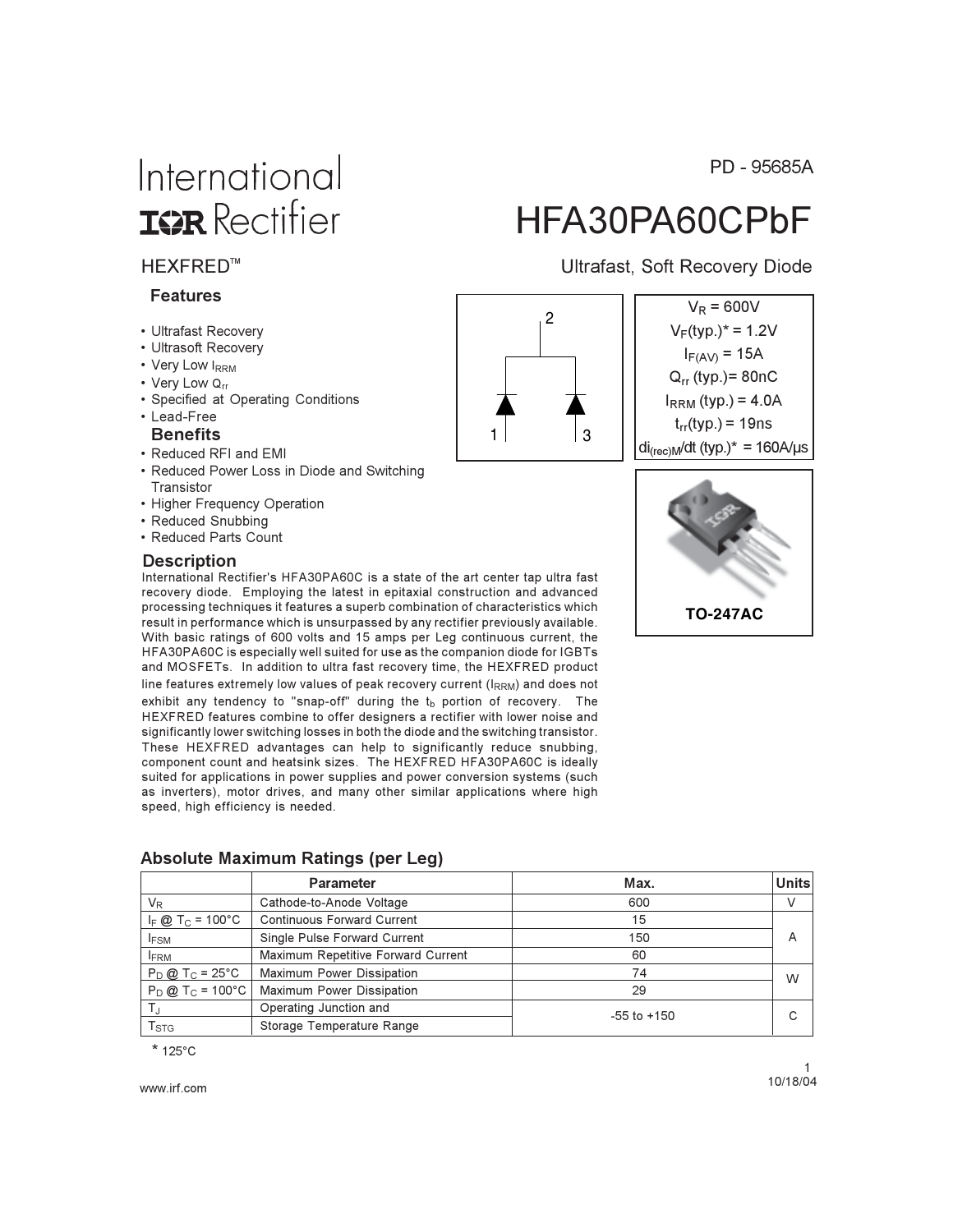International Rectifier

PD - 95685A

# HFA30PA60CPbF

HEXFRED™

Ultrafast, Soft Recovery Diode

### Features

- Ultrafast Recovery
- Ultrasoft Recovery
- Very Low $I_{RRM}$
- Very Low $Q_{rr}$
- Specified at Operating Conditions
- Lead-Free

### Benefits

- Reduced RFI and EMI
- Reduced Power Loss in Diode and Switching Transistor
- Higher Frequency Operation
- Reduced Snubbing
- Reduced Parts Count

$V_R$ = 600V

$V_F$(typ.)* = 1.2V

$I_{F(AV)}$ = 15A

$Q_{rr}$ (typ.)= 80nC

$I_{RRM}$ (typ.) = 4.0A

$t_{rr}$(typ.) = 19ns

$di_{(rec)M}/dt$ (typ.)* = 160A/µs

TO-247AC

### Description

International Rectifier's HFA30PA60C is a state of the art center tap ultra fast recovery diode. Employing the latest in epitaxial construction and advanced processing techniques it features a superb combination of characteristics which result in performance which is unsurpassed by any rectifier previously available. With basic ratings of 600 volts and 15 amps per Leg continuous current, the HFA30PA60C is especially well suited for use as the companion diode for IGBTs and MOSFETs. In addition to ultra fast recovery time, the HEXFRED product line features extremely low values of peak recovery current ($I_{RRM}$) and does not exhibit any tendency to "snap-off" during the $t_b$ portion of recovery. The HEXFRED features combine to offer designers a rectifier with lower noise and significantly lower switching losses in both the diode and the switching transistor. These HEXFRED advantages can help to significantly reduce snubbing, component count and heatsink sizes. The HEXFRED HFA30PA60C is ideally suited for applications in power supplies and power conversion systems (such as inverters), motor drives, and many other similar applications where high speed, high efficiency is needed.

## Absolute Maximum Ratings (per Leg)

| | Parameter | Max. | Units |
|---|---|---|---|
| $V_R$ | Cathode-to-Anode Voltage | 600 | V |
| $I_F$ @ $T_C$ = 100°C | Continuous Forward Current | 15 | A |
| $I_{FSM}$ | Single Pulse Forward Current | 150 | A |
| $I_{FRM}$ | Maximum Repetitive Forward Current | 60 | A |
| $P_D$ @ $T_C$ = 25°C | Maximum Power Dissipation | 74 | W |
| $P_D$ @ $T_C$ = 100°C | Maximum Power Dissipation | 29 | W |
| $T_J$ | Operating Junction and | -55 to +150 | C |
| $T_{STG}$ | Storage Temperature Range | | |

\* 125°C

10/18/04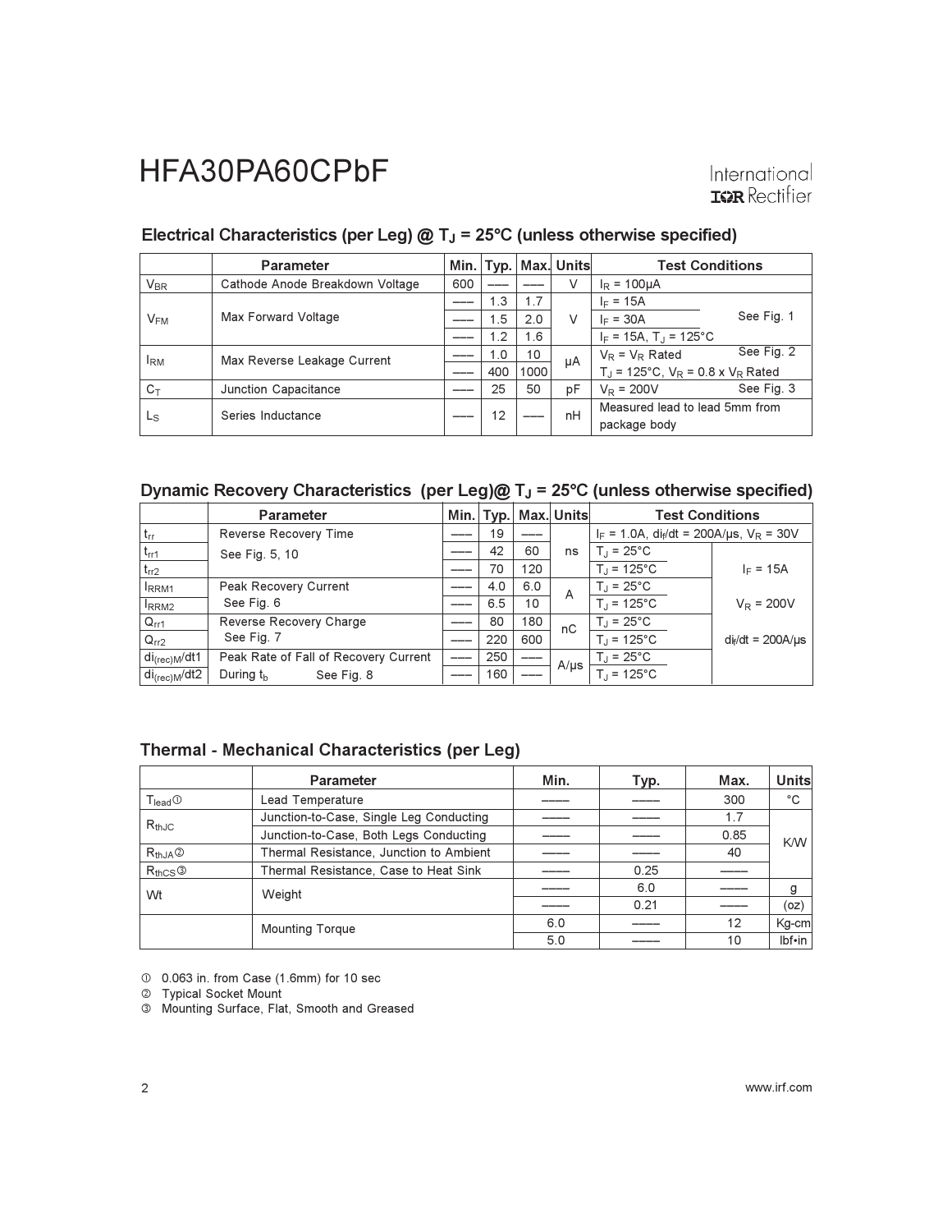# HFA30PA60CPbF

## Electrical Characteristics (per Leg) @ $T_J$ = 25°C (unless otherwise specified)

| | Parameter | Min. | Typ. | Max. | Units | Test Conditions | |
|---|---|---|---|---|---|---|---|
| $V_{BR}$ | Cathode Anode Breakdown Voltage | 600 | --- | --- | V | $I_R$ = 100µA | |
| $V_{FM}$ | Max Forward Voltage | --- | 1.3 | 1.7 | V | $I_F$ = 15A | See Fig. 1 |
| | | --- | 1.5 | 2.0 | | $I_F$ = 30A | |
| | | --- | 1.2 | 1.6 | | $I_F$ = 15A, $T_J$ = 125°C | |
| $I_{RM}$ | Max Reverse Leakage Current | --- | 1.0 | 10 | µA | $V_R$ = $V_R$ Rated | See Fig. 2 |
| | | --- | 400 | 1000 | | $T_J$ = 125°C, $V_R$ = 0.8 x $V_R$ Rated | |
| $C_T$ | Junction Capacitance | --- | 25 | 50 | pF | $V_R$ = 200V | See Fig. 3 |
| $L_S$ | Series Inductance | --- | 12 | --- | nH | Measured lead to lead 5mm from package body | |

## Dynamic Recovery Characteristics (per Leg)@ $T_J$ = 25°C (unless otherwise specified)

| | Parameter | Min. | Typ. | Max. | Units | Test Conditions | |
|---|---|---|---|---|---|---|---|
| $t_{rr}$ | Reverse Recovery Time | --- | 19 | --- | ns | $I_F$ = 1.0A, $di_f/dt$ = 200A/µs, $V_R$ = 30V | |
| $t_{rr1}$ | See Fig. 5, 10 | --- | 42 | 60 | | $T_J$ = 25°C | $I_F$ = 15A |
| $t_{rr2}$ | | --- | 70 | 120 | | $T_J$ = 125°C | |
| $I_{RRM1}$ | Peak Recovery Current | --- | 4.0 | 6.0 | A | $T_J$ = 25°C | $V_R$ = 200V |
| $I_{RRM2}$ | See Fig. 6 | --- | 6.5 | 10 | | $T_J$ = 125°C | |
| $Q_{rr1}$ | Reverse Recovery Charge | --- | 80 | 180 | nC | $T_J$ = 25°C | $di_f/dt$ = 200A/µs |
| $Q_{rr2}$ | See Fig. 7 | --- | 220 | 600 | | $T_J$ = 125°C | |
| $di_{(rec)M}/dt1$ | Peak Rate of Fall of Recovery Current | --- | 250 | --- | A/µs | $T_J$ = 25°C | |
| $di_{(rec)M}/dt2$ | During $t_b$ See Fig. 8 | --- | 160 | --- | | $T_J$ = 125°C | |

## Thermal - Mechanical Characteristics (per Leg)

| | Parameter | Min. | Typ. | Max. | Units |
|---|---|---|---|---|---|
| $T_{lead}$ ① | Lead Temperature | ---- | ---- | 300 | °C |
| $R_{thJC}$ | Junction-to-Case, Single Leg Conducting | ---- | ---- | 1.7 | K/W |
| | Junction-to-Case, Both Legs Conducting | ---- | ---- | 0.85 | |
| $R_{thJA}$ ② | Thermal Resistance, Junction to Ambient | ---- | ---- | 40 | |
| $R_{thCS}$ ③ | Thermal Resistance, Case to Heat Sink | ---- | 0.25 | ---- | |
| Wt | Weight | ---- | 6.0 | ---- | g |
| | | ---- | 0.21 | ---- | (oz) |
| | Mounting Torque | 6.0 | ---- | 12 | Kg-cm |
| | | 5.0 | ---- | 10 | lbf•in |

① 0.063 in. from Case (1.6mm) for 10 sec
② Typical Socket Mount
③ Mounting Surface, Flat, Smooth and Greased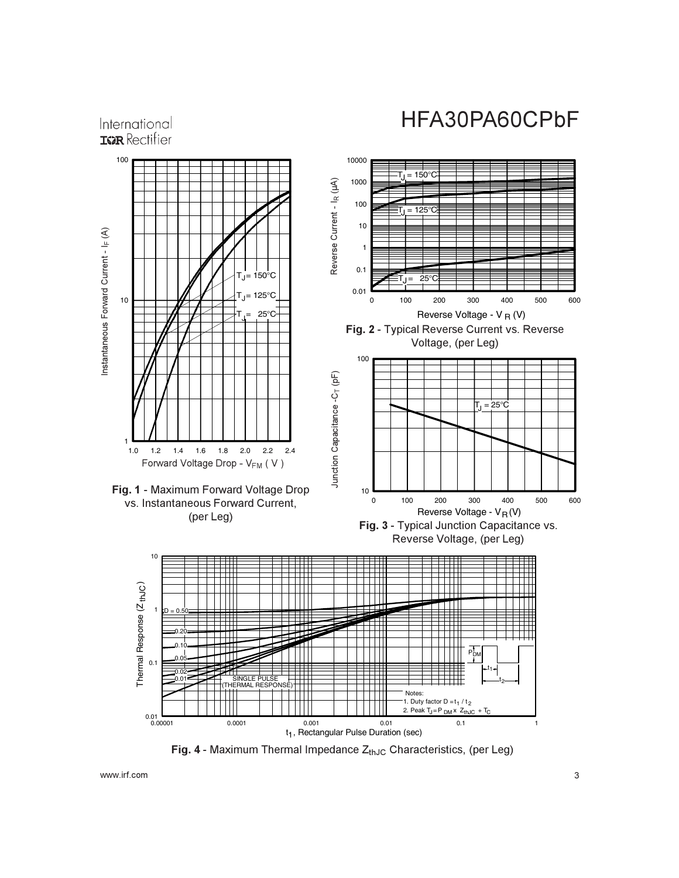**Fig. 1** - Maximum Forward Voltage Drop vs. Instantaneous Forward Current, (per Leg)

**Fig. 2** - Typical Reverse Current vs. Reverse Voltage, (per Leg)

**Fig. 3** - Typical Junction Capacitance vs. Reverse Voltage, (per Leg)

**Fig. 4** - Maximum Thermal Impedance $Z_{thJC}$ Characteristics, (per Leg)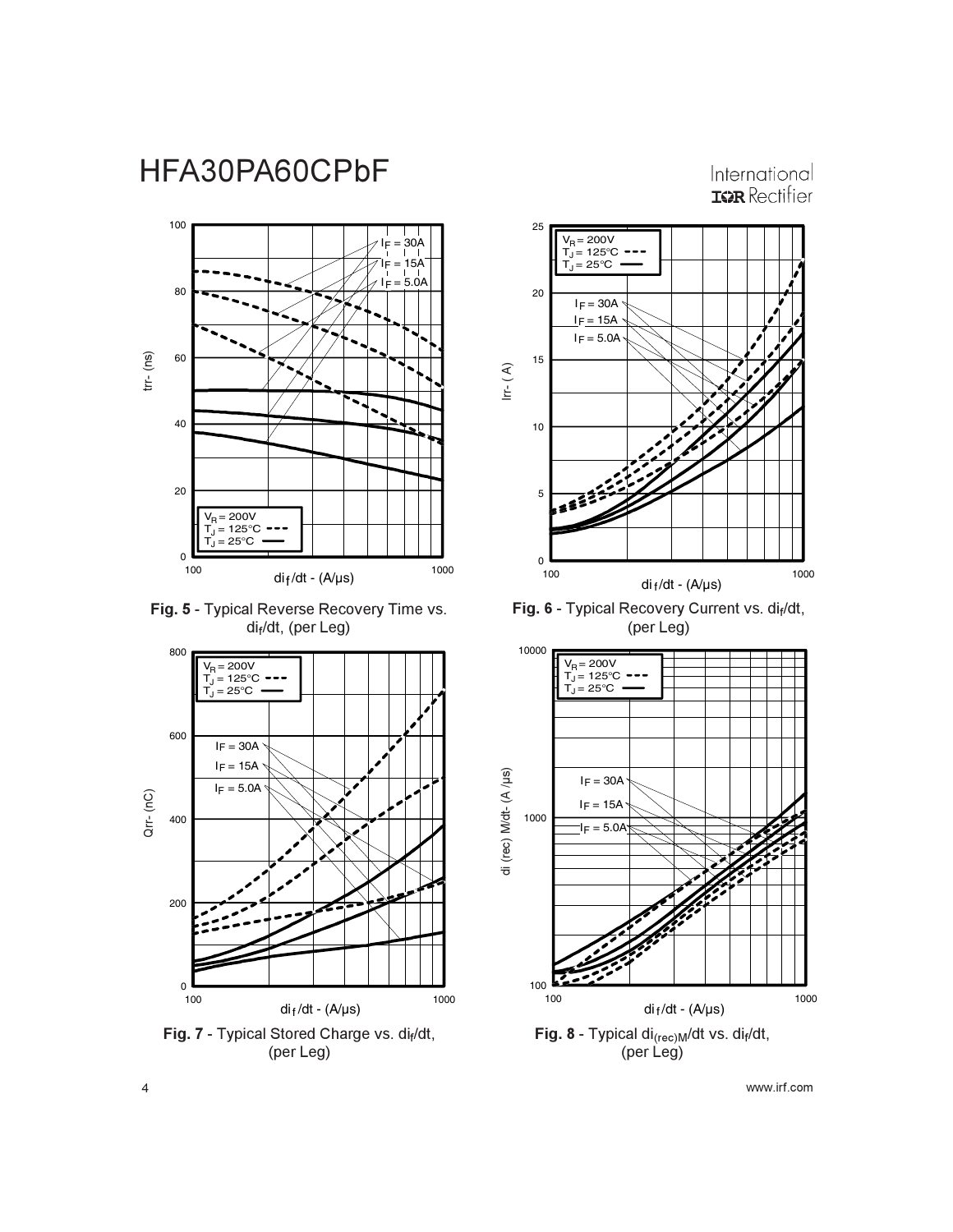**Fig. 5** - Typical Reverse Recovery Time vs. $di_f/dt$, (per Leg)

**Fig. 6** - Typical Recovery Current vs. $di_f/dt$, (per Leg)

**Fig. 7** - Typical Stored Charge vs. $di_f/dt$, (per Leg)

**Fig. 8** - Typical $di_{(rec)M}/dt$ vs. $di_f/dt$, (per Leg)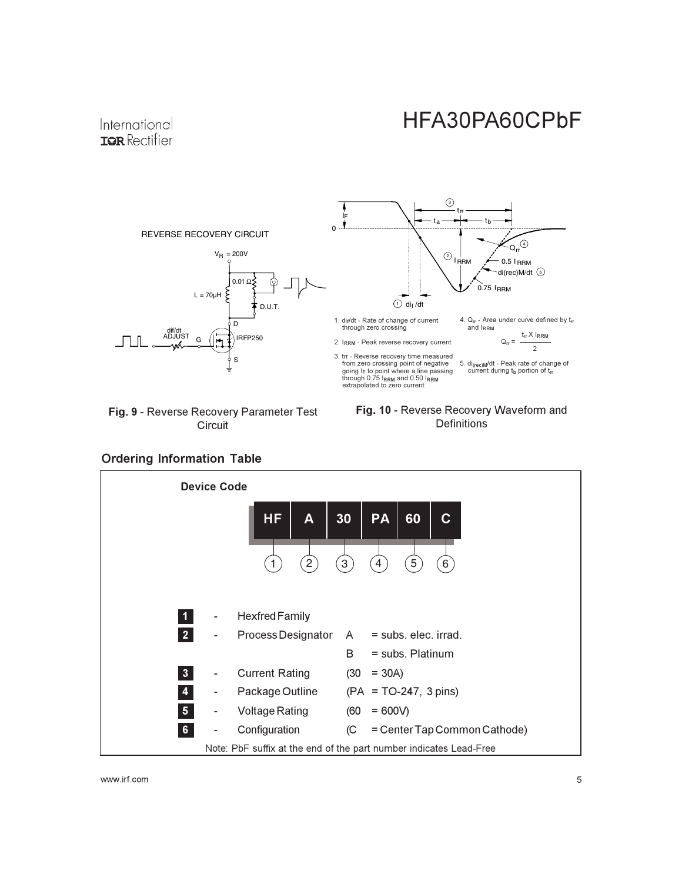REVERSE RECOVERY CIRCUIT

$V_R$ = 200V

0.01 Ω

L = 70μH

D.U.T.

dif/dt ADJUST

G

D

IRFP250

S

**Fig. 9** - Reverse Recovery Parameter Test Circuit

1. $di_f/dt$ - Rate of change of current through zero crossing

2. $I_{RRM}$ - Peak reverse recovery current

3. trr - Reverse recovery time measured from zero crossing point of negative going $I_F$ to point where a line passing through 0.75 $I_{RRM}$ and 0.50 $I_{RRM}$ extrapolated to zero current

4. $Q_{rr}$ - Area under curve defined by $t_{rr}$ and $I_{RRM}$

$$Q_{rr} = \frac{t_{rr} \times I_{RRM}}{2}$$

5. $di_{(rec)M}/dt$ - Peak rate of change of current during $t_b$ portion of $t_{rr}$

**Fig. 10** - Reverse Recovery Waveform and Definitions

## Ordering Information Table

**Device Code**

| HF | A | 30 | PA | 60 | C |
|---|---|---|---|---|---|
| 1 | 2 | 3 | 4 | 5 | 6 |

1. - Hexfred Family
2. - Process Designator A = subs. elec. irrad.
   B = subs. Platinum
3. - Current Rating (30 = 30A)
4. - Package Outline (PA = TO-247, 3 pins)
5. - Voltage Rating (60 = 600V)
6. - Configuration (C = Center Tap Common Cathode)

Note: PbF suffix at the end of the part number indicates Lead-Free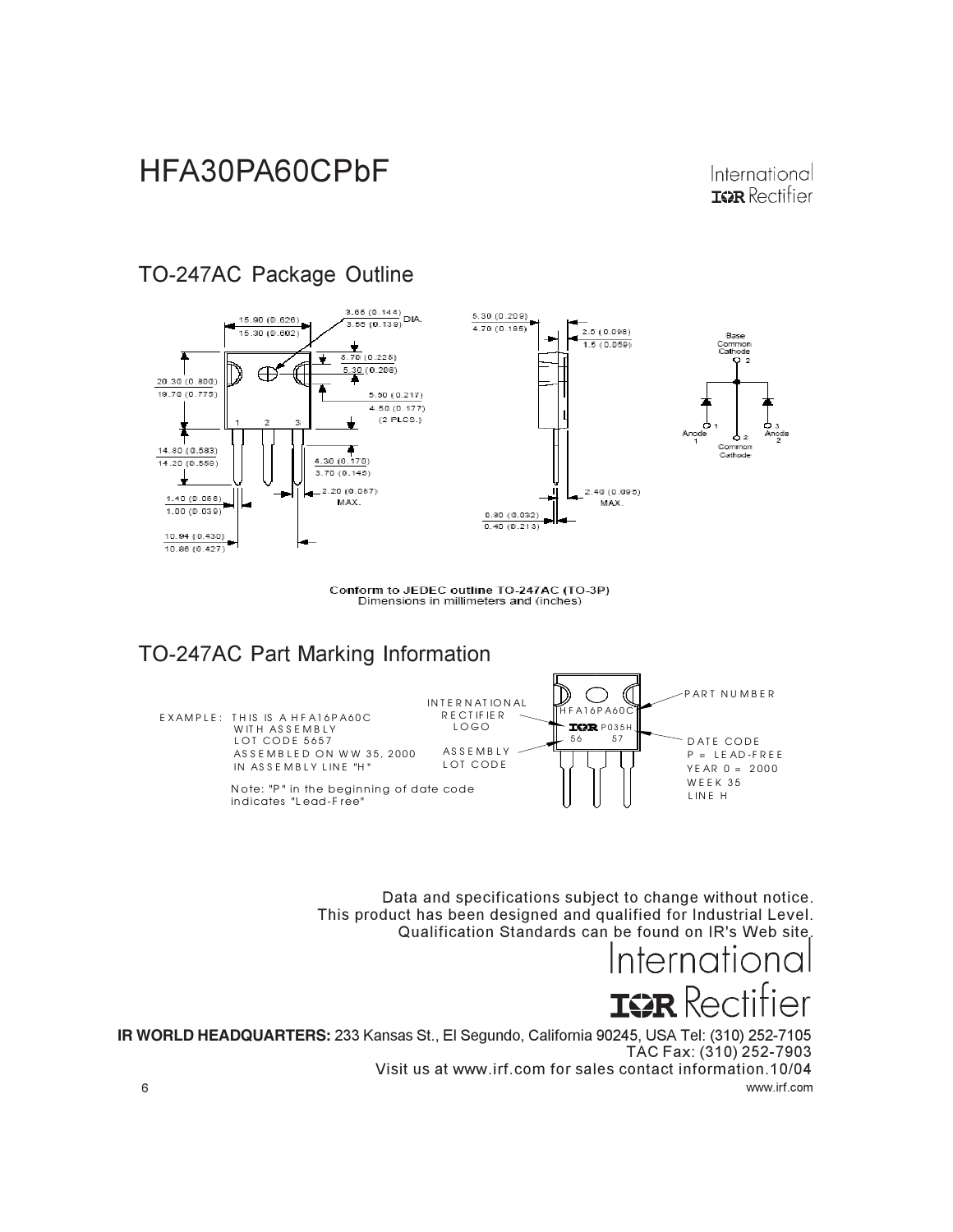## TO-247AC Package Outline

15.90 (0.626)
15.30 (0.602)

3.65 (0.144)
3.55 (0.139) DIA.

5.70 (0.225)
5.30 (0.208)

20.30 (0.800)
19.70 (0.775)

5.50 (0.217)
4.50 (0.177)
(2 PLCS.)

1 2 3

14.80 (0.583)
14.20 (0.559)

4.30 (0.170)
3.70 (0.145)

2.20 (0.087)
MAX.

1.40 (0.056)
1.00 (0.039)

10.94 (0.430)
10.86 (0.427)

5.30 (0.209)
4.70 (0.185)

2.5 (0.098)
1.5 (0.059)

2.40 (0.095)
MAX.

0.80 (0.032)
0.40 (0.213)

Base Common Cathode 2

1 Anode 1

2 Common Cathode

3 Anode 2

**Conform to JEDEC outline TO-247AC (TO-3P)**
Dimensions in millimeters and (inches)

## TO-247AC Part Marking Information

EXAMPLE: THIS IS A HFA16PA60C WITH ASSEMBLY LOT CODE 5657 ASSEMBLED ON WW 35, 2000 IN ASSEMBLY LINE "H"

Note: "P" in the beginning of date code indicates "Lead-Free"

INTERNATIONAL RECTIFIER LOGO

ASSEMBLY LOT CODE

HFA16PA60C

IOR P035H

56 57

PART NUMBER

DATE CODE
P = LEAD-FREE
YEAR 0 = 2000
WEEK 35
LINE H

Data and specifications subject to change without notice.
This product has been designed and qualified for Industrial Level.
Qualification Standards can be found on IR's Web site.

International
IOR Rectifier

**IR WORLD HEADQUARTERS:** 233 Kansas St., El Segundo, California 90245, USA Tel: (310) 252-7105
TAC Fax: (310) 252-7903
Visit us at www.irf.com for sales contact information.10/04